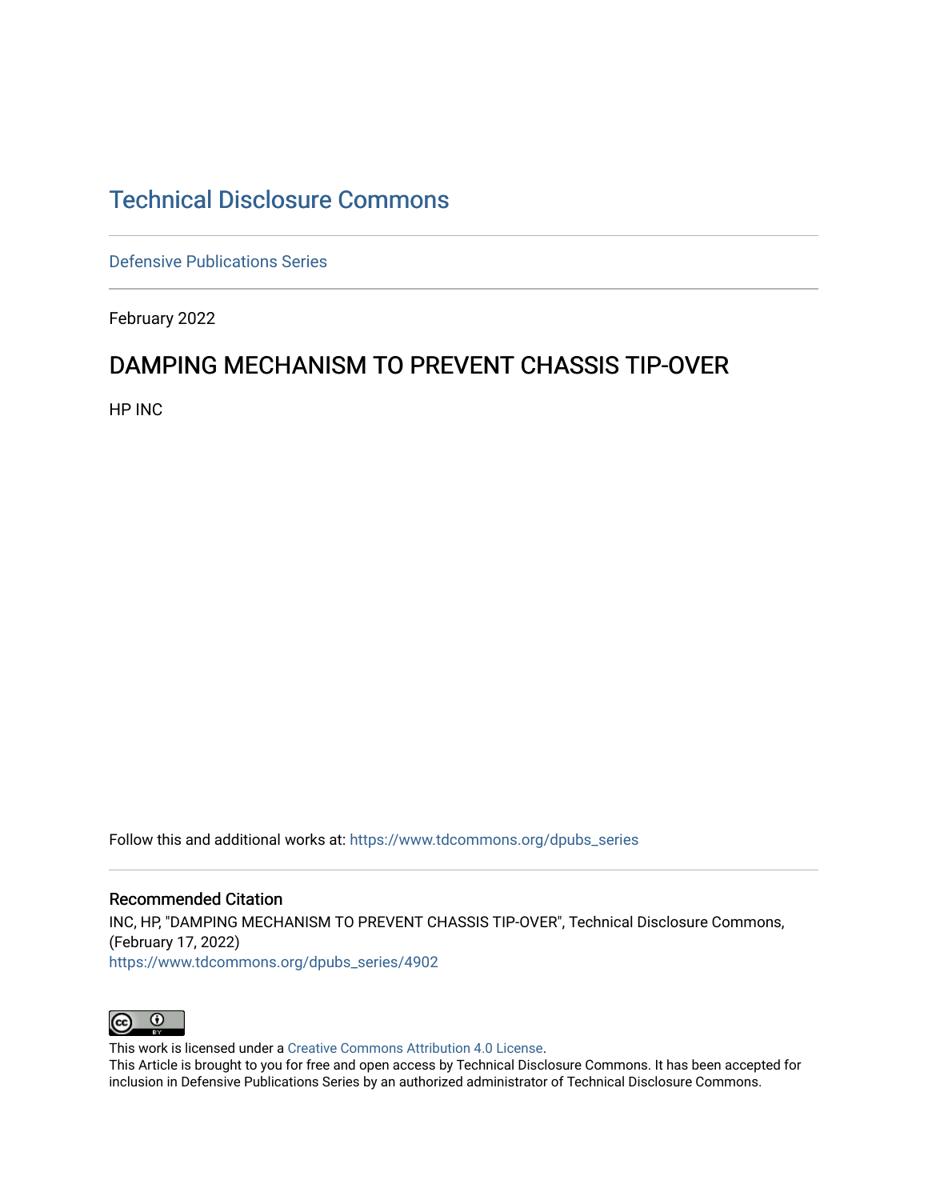# Technical Disclosure Commons

Defensive Publications Series

February 2022

## DAMPING MECHANISM TO PREVENT CHASSIS TIP-OVER

HP INC

Follow this and additional works at: https://www.tdcommons.org/dpubs_series

### Recommended Citation

INC, HP, "DAMPING MECHANISM TO PREVENT CHASSIS TIP-OVER", Technical Disclosure Commons, (February 17, 2022)
https://www.tdcommons.org/dpubs_series/4902

This work is licensed under a Creative Commons Attribution 4.0 License.
This Article is brought to you for free and open access by Technical Disclosure Commons. It has been accepted for inclusion in Defensive Publications Series by an authorized administrator of Technical Disclosure Commons.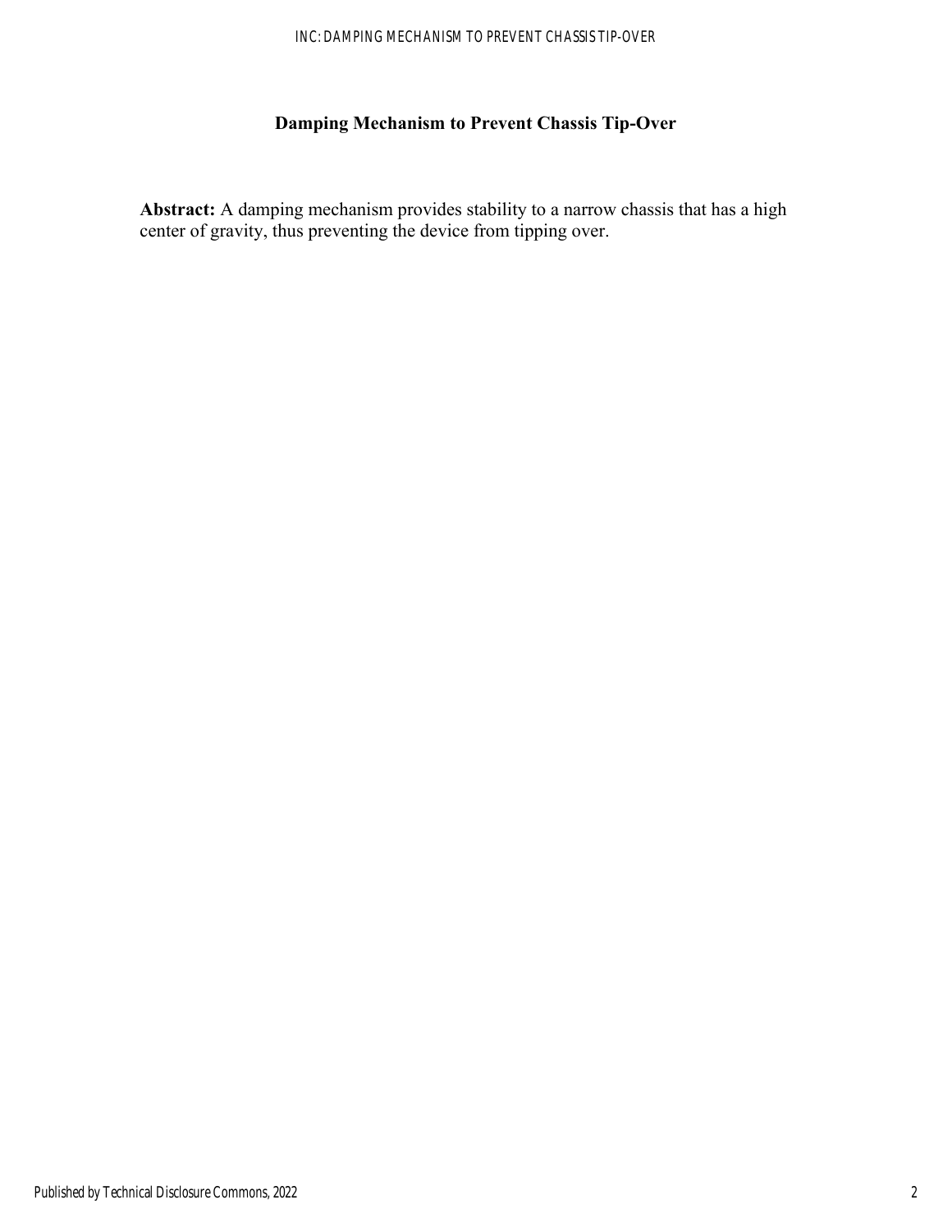# Damping Mechanism to Prevent Chassis Tip-Over

**Abstract:** A damping mechanism provides stability to a narrow chassis that has a high center of gravity, thus preventing the device from tipping over.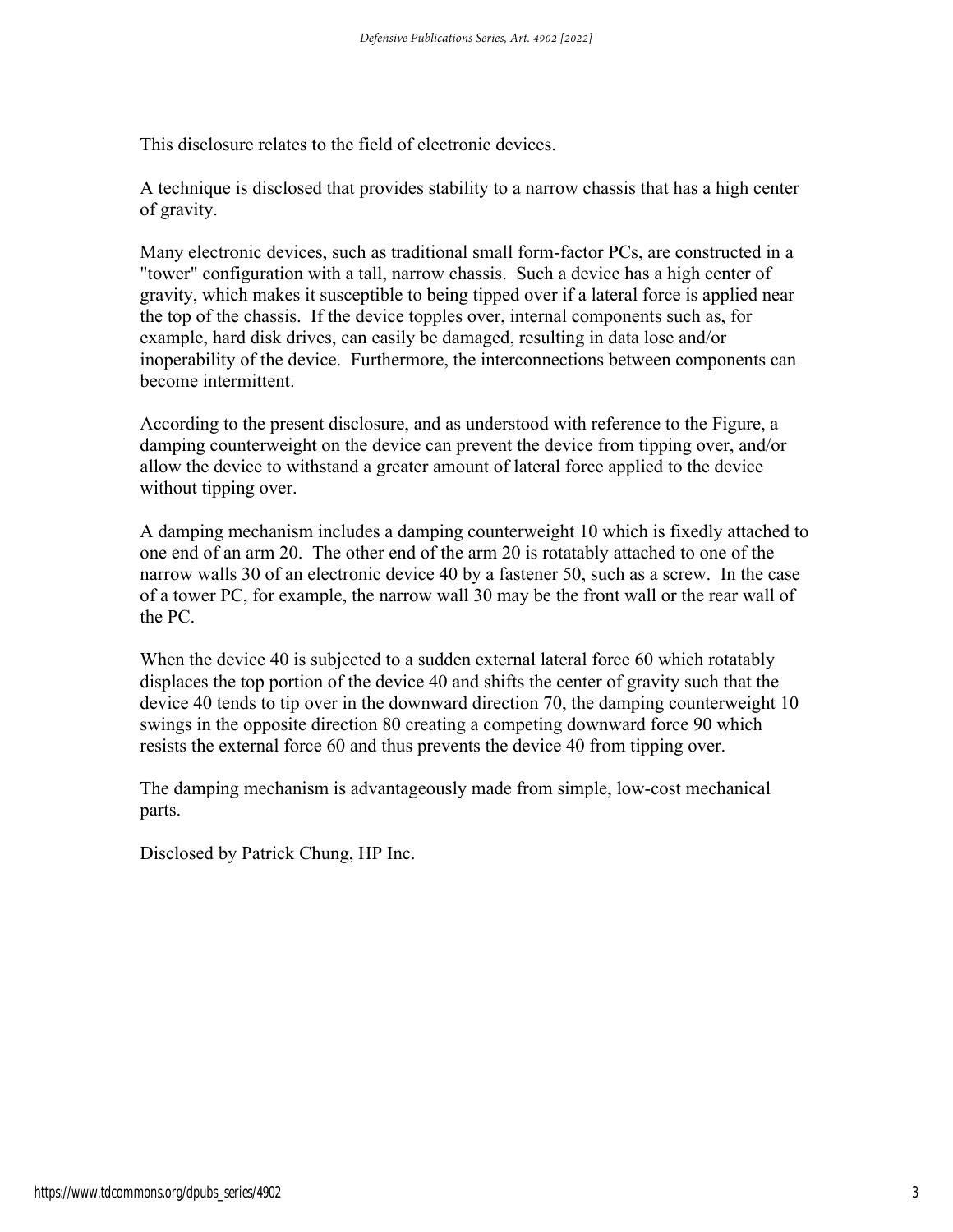This disclosure relates to the field of electronic devices.

A technique is disclosed that provides stability to a narrow chassis that has a high center of gravity.

Many electronic devices, such as traditional small form-factor PCs, are constructed in a "tower" configuration with a tall, narrow chassis. Such a device has a high center of gravity, which makes it susceptible to being tipped over if a lateral force is applied near the top of the chassis. If the device topples over, internal components such as, for example, hard disk drives, can easily be damaged, resulting in data lose and/or inoperability of the device. Furthermore, the interconnections between components can become intermittent.

According to the present disclosure, and as understood with reference to the Figure, a damping counterweight on the device can prevent the device from tipping over, and/or allow the device to withstand a greater amount of lateral force applied to the device without tipping over.

A damping mechanism includes a damping counterweight 10 which is fixedly attached to one end of an arm 20. The other end of the arm 20 is rotatably attached to one of the narrow walls 30 of an electronic device 40 by a fastener 50, such as a screw. In the case of a tower PC, for example, the narrow wall 30 may be the front wall or the rear wall of the PC.

When the device 40 is subjected to a sudden external lateral force 60 which rotatably displaces the top portion of the device 40 and shifts the center of gravity such that the device 40 tends to tip over in the downward direction 70, the damping counterweight 10 swings in the opposite direction 80 creating a competing downward force 90 which resists the external force 60 and thus prevents the device 40 from tipping over.

The damping mechanism is advantageously made from simple, low-cost mechanical parts.

Disclosed by Patrick Chung, HP Inc.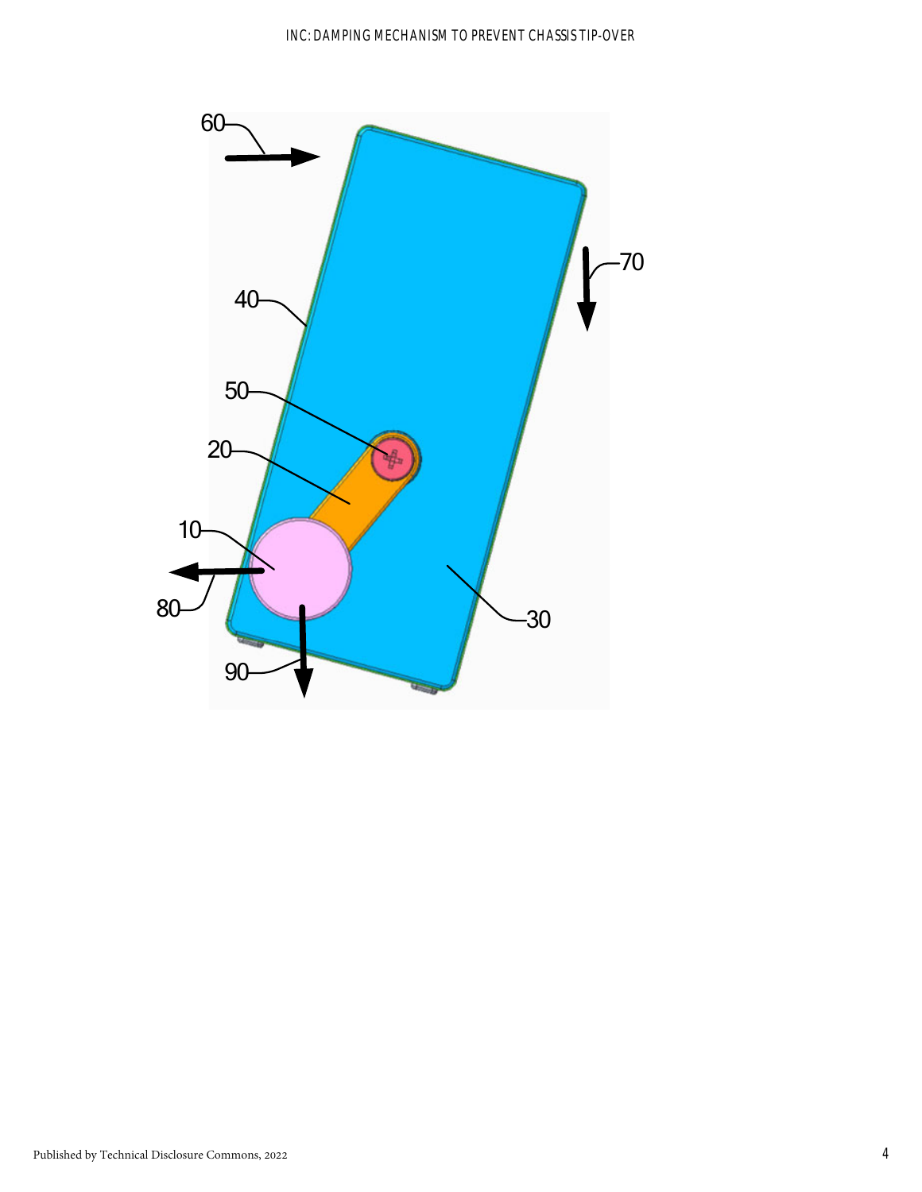60

70

40

50

20

10

80

30

90